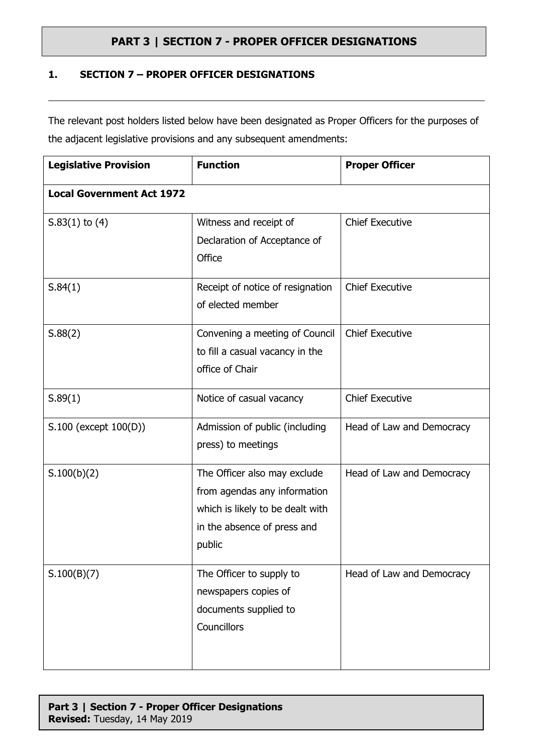# PART 3 | SECTION 7 - PROPER OFFICER DESIGNATIONS

## 1. SECTION 7 – PROPER OFFICER DESIGNATIONS

The relevant post holders listed below have been designated as Proper Officers for the purposes of the adjacent legislative provisions and any subsequent amendments:

| Legislative Provision | Function | Proper Officer |
|---|---|---|
| **Local Government Act 1972** | | |
| S.83(1) to (4) | Witness and receipt of Declaration of Acceptance of Office | Chief Executive |
| S.84(1) | Receipt of notice of resignation of elected member | Chief Executive |
| S.88(2) | Convening a meeting of Council to fill a casual vacancy in the office of Chair | Chief Executive |
| S.89(1) | Notice of casual vacancy | Chief Executive |
| S.100 (except 100(D)) | Admission of public (including press) to meetings | Head of Law and Democracy |
| S.100(b)(2) | The Officer also may exclude from agendas any information which is likely to be dealt with in the absence of press and public | Head of Law and Democracy |
| S.100(B)(7) | The Officer to supply to newspapers copies of documents supplied to Councillors | Head of Law and Democracy |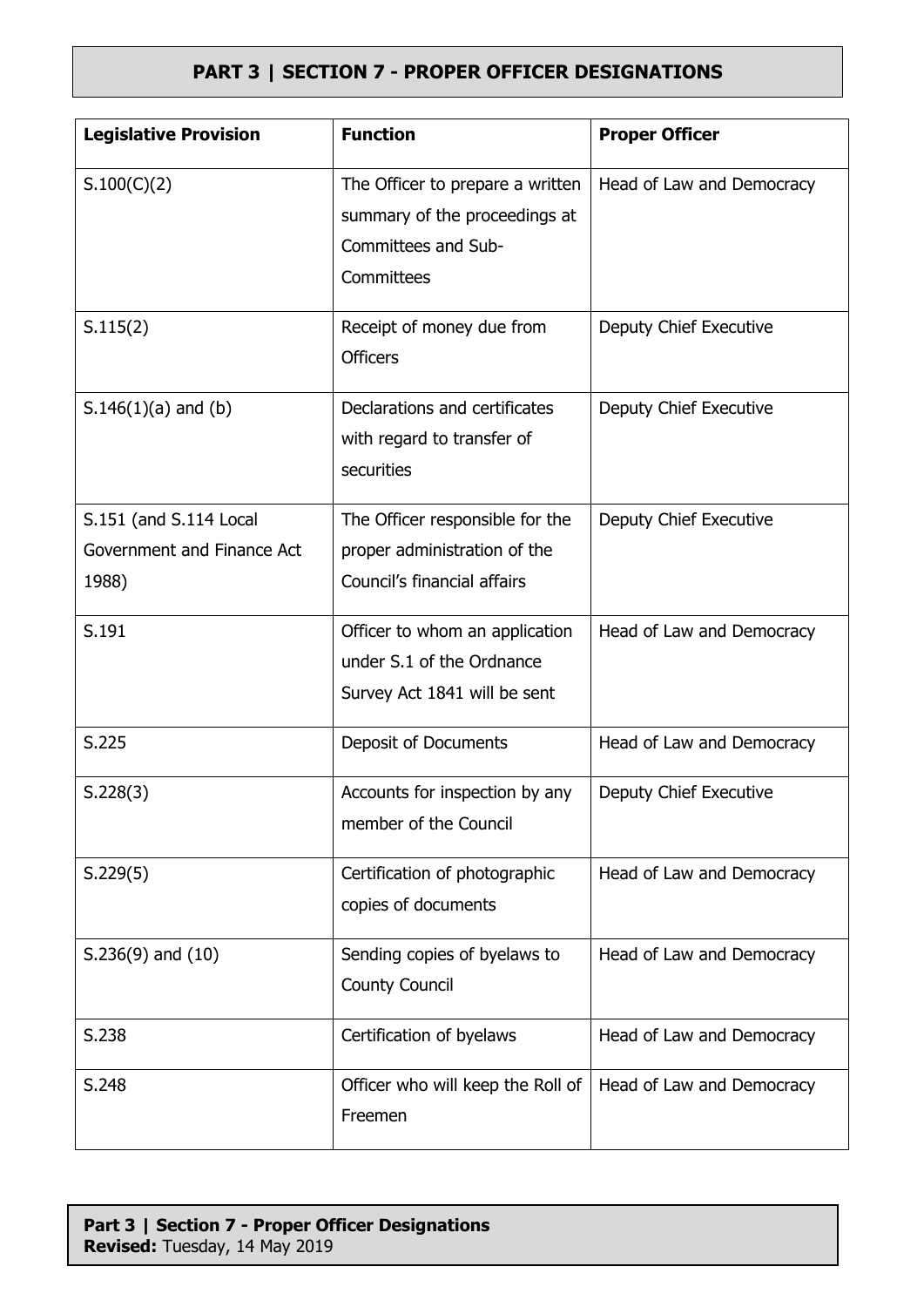## PART 3 | SECTION 7 - PROPER OFFICER DESIGNATIONS

| Legislative Provision | Function | Proper Officer |
| --- | --- | --- |
| S.100(C)(2) | The Officer to prepare a written summary of the proceedings at Committees and Sub-Committees | Head of Law and Democracy |
| S.115(2) | Receipt of money due from Officers | Deputy Chief Executive |
| S.146(1)(a) and (b) | Declarations and certificates with regard to transfer of securities | Deputy Chief Executive |
| S.151 (and S.114 Local Government and Finance Act 1988) | The Officer responsible for the proper administration of the Council's financial affairs | Deputy Chief Executive |
| S.191 | Officer to whom an application under S.1 of the Ordnance Survey Act 1841 will be sent | Head of Law and Democracy |
| S.225 | Deposit of Documents | Head of Law and Democracy |
| S.228(3) | Accounts for inspection by any member of the Council | Deputy Chief Executive |
| S.229(5) | Certification of photographic copies of documents | Head of Law and Democracy |
| S.236(9) and (10) | Sending copies of byelaws to County Council | Head of Law and Democracy |
| S.238 | Certification of byelaws | Head of Law and Democracy |
| S.248 | Officer who will keep the Roll of Freemen | Head of Law and Democracy |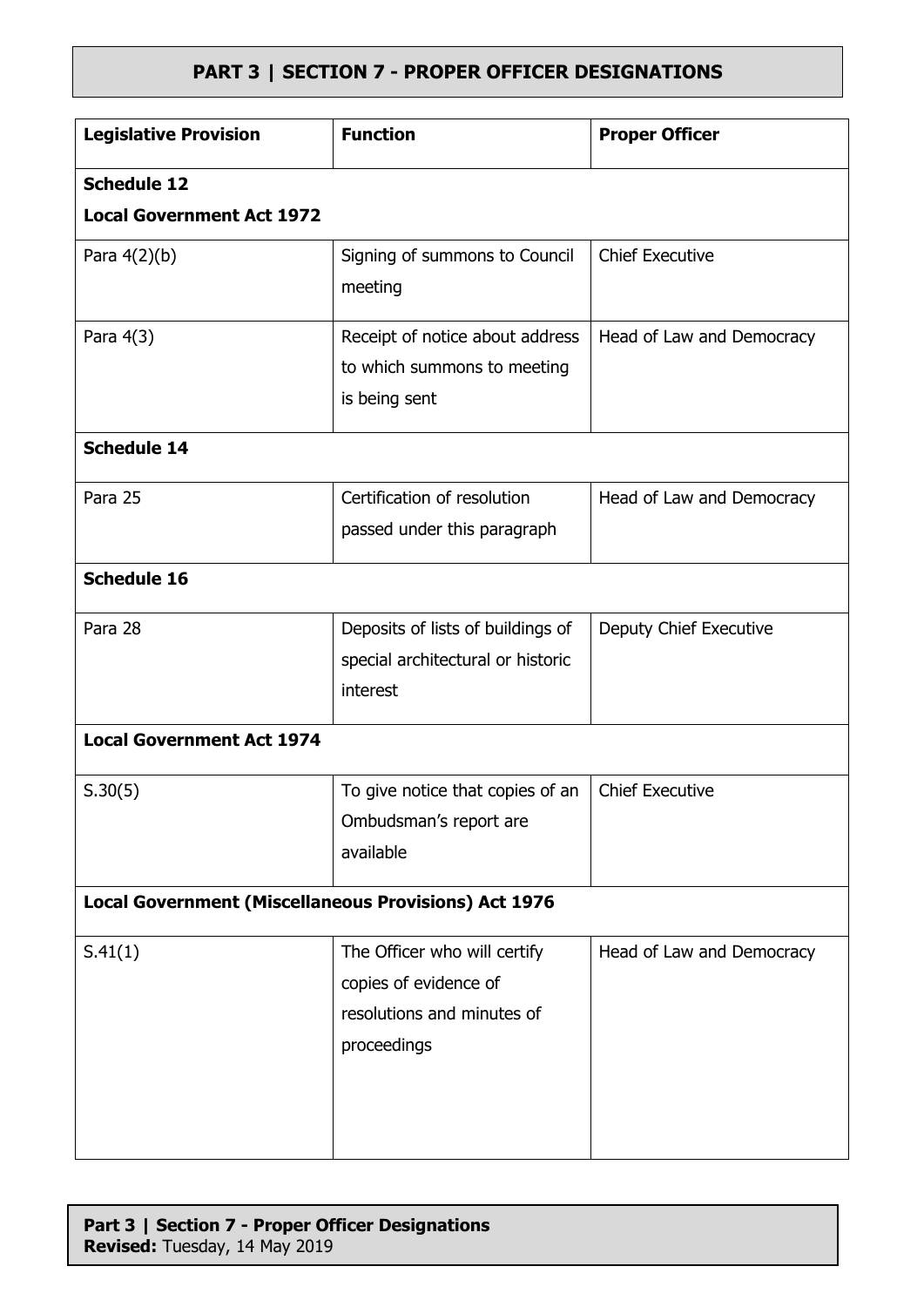## PART 3 | SECTION 7 - PROPER OFFICER DESIGNATIONS

| Legislative Provision | Function | Proper Officer |
|---|---|---|
| **Schedule 12** **Local Government Act 1972** | | |
| Para 4(2)(b) | Signing of summons to Council meeting | Chief Executive |
| Para 4(3) | Receipt of notice about address to which summons to meeting is being sent | Head of Law and Democracy |
| **Schedule 14** | | |
| Para 25 | Certification of resolution passed under this paragraph | Head of Law and Democracy |
| **Schedule 16** | | |
| Para 28 | Deposits of lists of buildings of special architectural or historic interest | Deputy Chief Executive |
| **Local Government Act 1974** | | |
| S.30(5) | To give notice that copies of an Ombudsman's report are available | Chief Executive |
| **Local Government (Miscellaneous Provisions) Act 1976** | | |
| S.41(1) | The Officer who will certify copies of evidence of resolutions and minutes of proceedings | Head of Law and Democracy |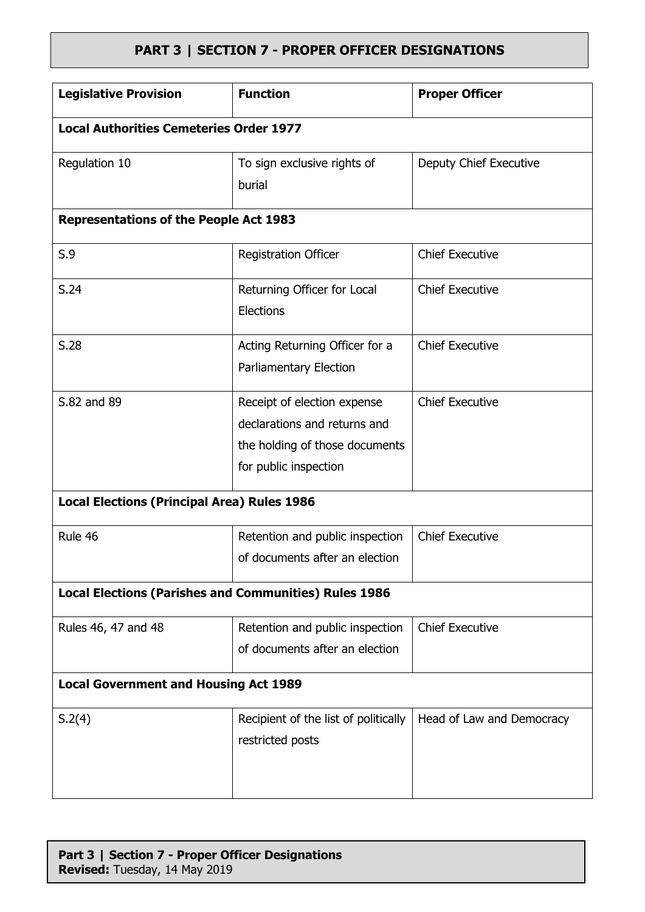## PART 3 | SECTION 7 - PROPER OFFICER DESIGNATIONS

| Legislative Provision | Function | Proper Officer |
|---|---|---|
| **Local Authorities Cemeteries Order 1977** | | |
| Regulation 10 | To sign exclusive rights of burial | Deputy Chief Executive |
| **Representations of the People Act 1983** | | |
| S.9 | Registration Officer | Chief Executive |
| S.24 | Returning Officer for Local Elections | Chief Executive |
| S.28 | Acting Returning Officer for a Parliamentary Election | Chief Executive |
| S.82 and 89 | Receipt of election expense declarations and returns and the holding of those documents for public inspection | Chief Executive |
| **Local Elections (Principal Area) Rules 1986** | | |
| Rule 46 | Retention and public inspection of documents after an election | Chief Executive |
| **Local Elections (Parishes and Communities) Rules 1986** | | |
| Rules 46, 47 and 48 | Retention and public inspection of documents after an election | Chief Executive |
| **Local Government and Housing Act 1989** | | |
| S.2(4) | Recipient of the list of politically restricted posts | Head of Law and Democracy |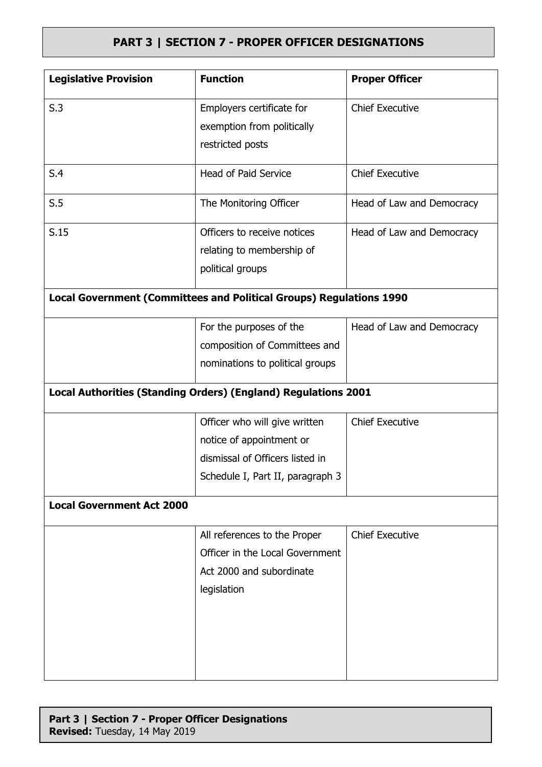## PART 3 | SECTION 7 - PROPER OFFICER DESIGNATIONS

| Legislative Provision | Function | Proper Officer |
|---|---|---|
| S.3 | Employers certificate for exemption from politically restricted posts | Chief Executive |
| S.4 | Head of Paid Service | Chief Executive |
| S.5 | The Monitoring Officer | Head of Law and Democracy |
| S.15 | Officers to receive notices relating to membership of political groups | Head of Law and Democracy |
| **Local Government (Committees and Political Groups) Regulations 1990** | | |
| | For the purposes of the composition of Committees and nominations to political groups | Head of Law and Democracy |
| **Local Authorities (Standing Orders) (England) Regulations 2001** | | |
| | Officer who will give written notice of appointment or dismissal of Officers listed in Schedule I, Part II, paragraph 3 | Chief Executive |
| **Local Government Act 2000** | | |
| | All references to the Proper Officer in the Local Government Act 2000 and subordinate legislation | Chief Executive |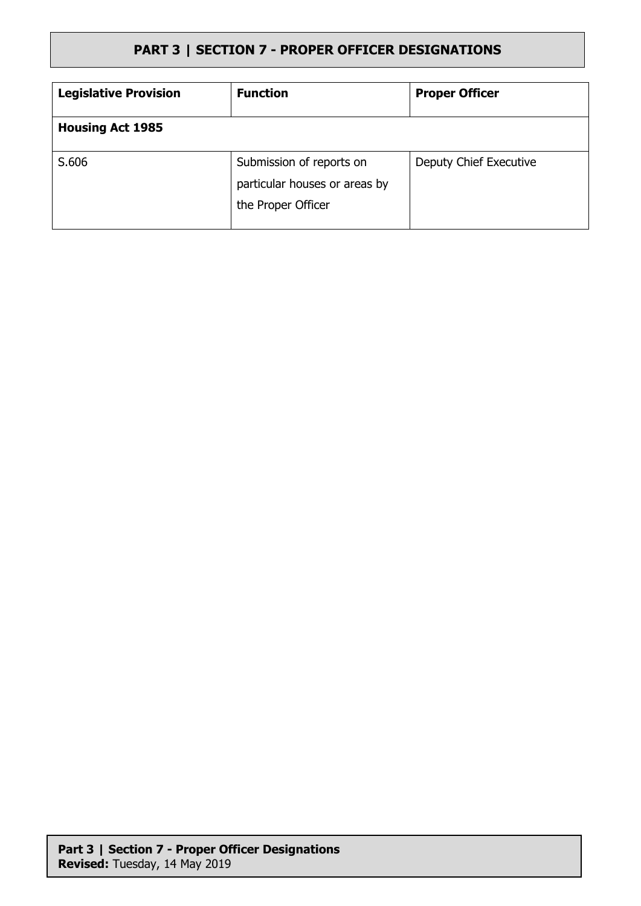## PART 3 | SECTION 7 - PROPER OFFICER DESIGNATIONS

| Legislative Provision | Function | Proper Officer |
|---|---|---|
| **Housing Act 1985** | | |
| S.606 | Submission of reports on particular houses or areas by the Proper Officer | Deputy Chief Executive |